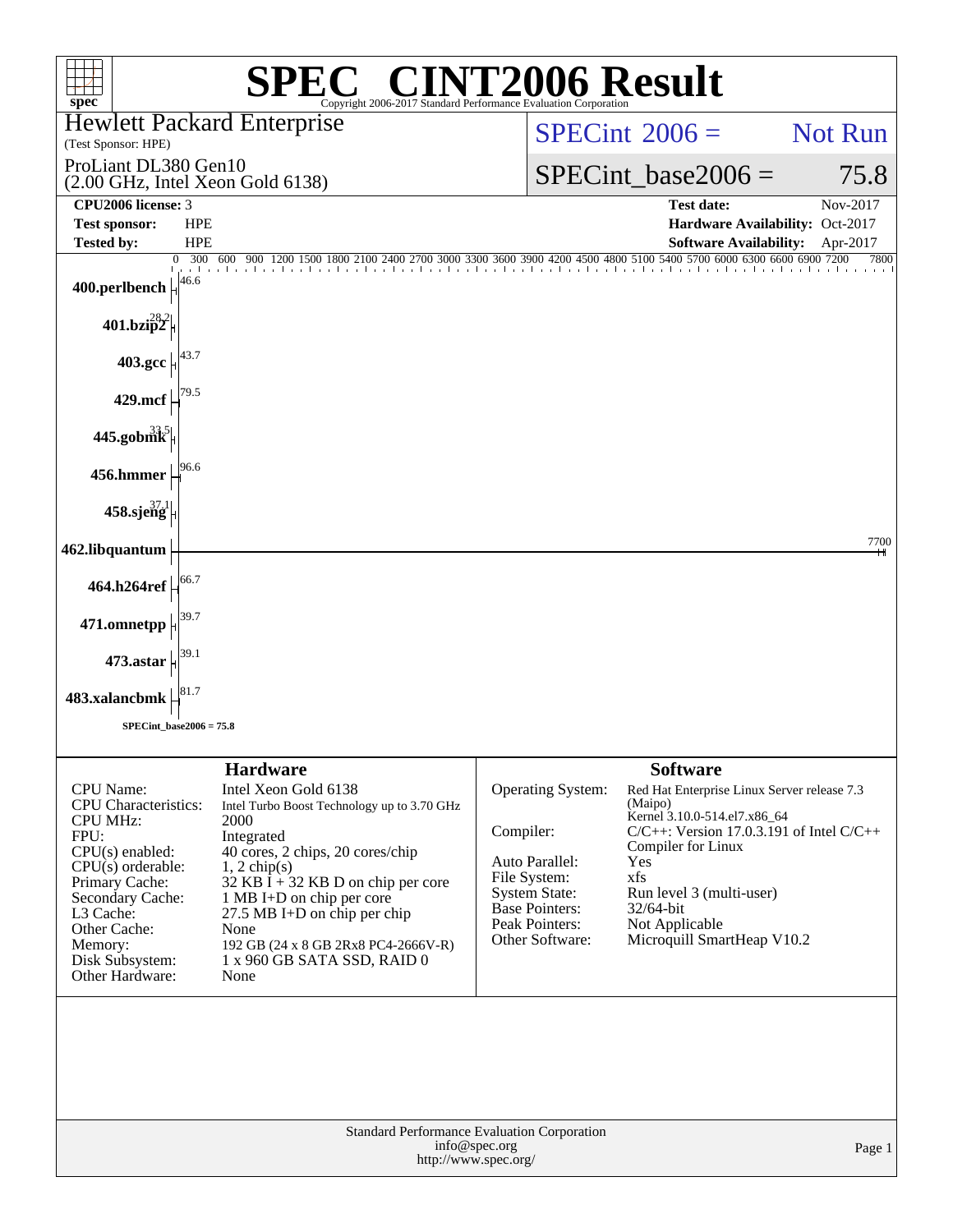# SPEC® CINT2006 Result

Copyright 2006-2017 Standard Performance Evaluation Corporation

**Hewlett Packard Enterprise**
(Test Sponsor: HPE)

ProLiant DL380 Gen10
(2.00 GHz, Intel Xeon Gold 6138)

SPECint_2006 = Not Run

SPECint_base2006 = 75.8

| | | | |
|---|---|---|---|
| **CPU2006 license:** | 3 | **Test date:** | Nov-2017 |
| **Test sponsor:** | HPE | **Hardware Availability:** | Oct-2017 |
| **Tested by:** | HPE | **Software Availability:** | Apr-2017 |

| Benchmark | Base Ratio |
|---|---|
| 400.perlbench | 46.6 |
| 401.bzip2 | 28.2 |
| 403.gcc | 43.7 |
| 429.mcf | 79.5 |
| 445.gobmk | 33.5 |
| 456.hmmer | 96.6 |
| 458.sjeng | 37.1 |
| 462.libquantum | 7700 |
| 464.h264ref | 66.7 |
| 471.omnetpp | 39.7 |
| 473.astar | 39.1 |
| 483.xalancbmk | 81.7 |

SPECint_base2006 = 75.8

## Hardware

| | |
|---|---|
| CPU Name: | Intel Xeon Gold 6138 |
| CPU Characteristics: | Intel Turbo Boost Technology up to 3.70 GHz |
| CPU MHz: | 2000 |
| FPU: | Integrated |
| CPU(s) enabled: | 40 cores, 2 chips, 20 cores/chip |
| CPU(s) orderable: | 1, 2 chip(s) |
| Primary Cache: | 32 KB I + 32 KB D on chip per core |
| Secondary Cache: | 1 MB I+D on chip per core |
| L3 Cache: | 27.5 MB I+D on chip per chip |
| Other Cache: | None |
| Memory: | 192 GB (24 x 8 GB 2Rx8 PC4-2666V-R) |
| Disk Subsystem: | 1 x 960 GB SATA SSD, RAID 0 |
| Other Hardware: | None |

## Software

| | |
|---|---|
| Operating System: | Red Hat Enterprise Linux Server release 7.3 (Maipo) Kernel 3.10.0-514.el7.x86_64 |
| Compiler: | C/C++: Version 17.0.3.191 of Intel C/C++ Compiler for Linux |
| Auto Parallel: | Yes |
| File System: | xfs |
| System State: | Run level 3 (multi-user) |
| Base Pointers: | 32/64-bit |
| Peak Pointers: | Not Applicable |
| Other Software: | Microquill SmartHeap V10.2 |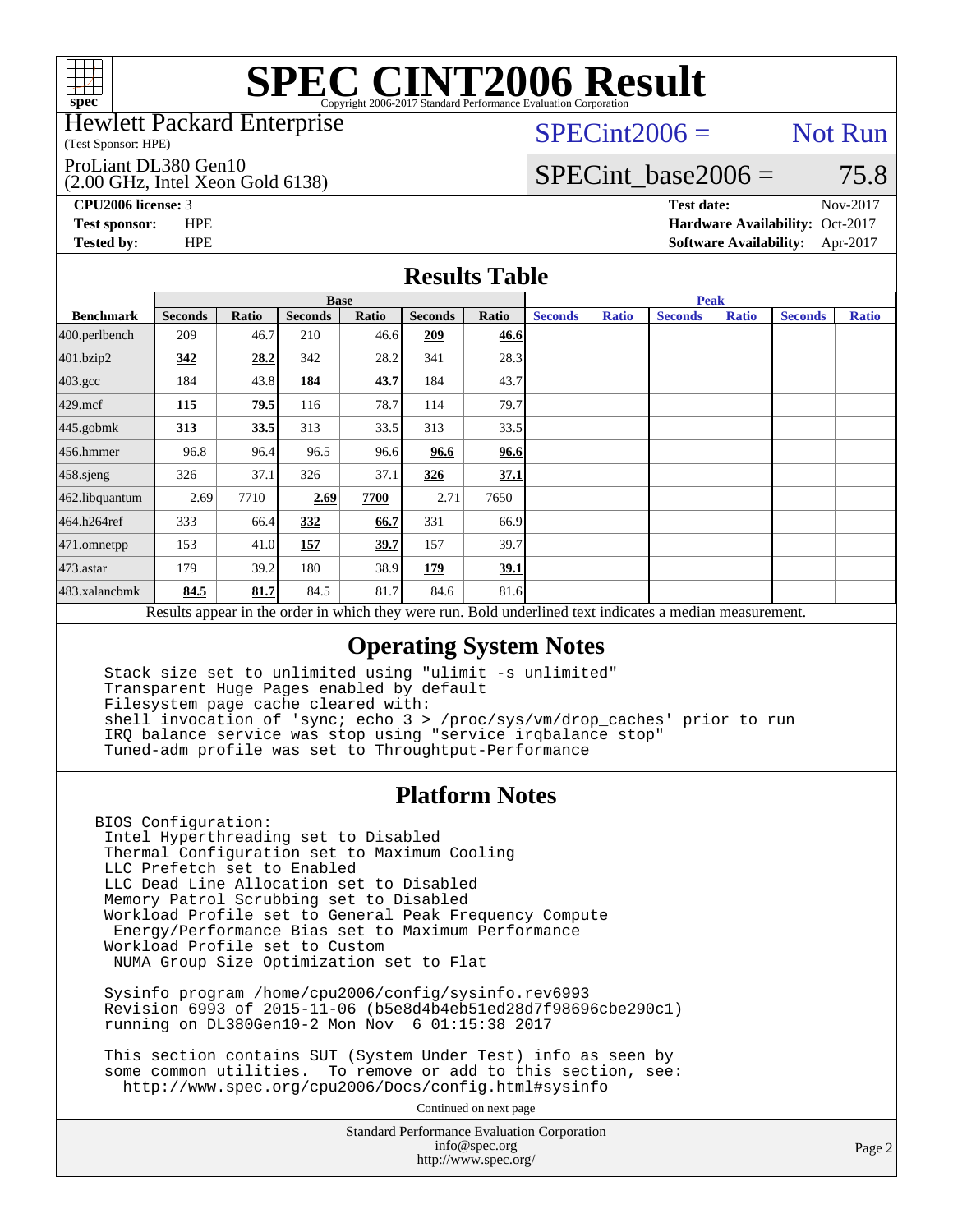# SPEC CINT2006 Result

Copyright 2006-2017 Standard Performance Evaluation Corporation

Hewlett Packard Enterprise
(Test Sponsor: HPE)

ProLiant DL380 Gen10
(2.00 GHz, Intel Xeon Gold 6138)

SPECint2006 = Not Run

SPECint_base2006 = 75.8

| | | | |
|---|---|---|---|
| **CPU2006 license:** 3 | | **Test date:** | Nov-2017 |
| **Test sponsor:** | HPE | **Hardware Availability:** | Oct-2017 |
| **Tested by:** | HPE | **Software Availability:** | Apr-2017 |

## Results Table

| Benchmark | Base | | | | | | Peak | | | | | |
|---|---|---|---|---|---|---|---|---|---|---|---|---|
| | Seconds | Ratio | Seconds | Ratio | Seconds | Ratio | Seconds | Ratio | Seconds | Ratio | Seconds | Ratio |
| 400.perlbench | 209 | 46.7 | 210 | 46.6 | **209** | **46.6** | | | | | | |
| 401.bzip2 | **342** | **28.2** | 342 | 28.2 | 341 | 28.3 | | | | | | |
| 403.gcc | 184 | 43.8 | **184** | **43.7** | 184 | 43.7 | | | | | | |
| 429.mcf | **115** | **79.5** | 116 | 78.7 | 114 | 79.7 | | | | | | |
| 445.gobmk | **313** | **33.5** | 313 | 33.5 | 313 | 33.5 | | | | | | |
| 456.hmmer | 96.8 | 96.4 | 96.5 | 96.6 | **96.6** | **96.6** | | | | | | |
| 458.sjeng | 326 | 37.1 | 326 | 37.1 | **326** | **37.1** | | | | | | |
| 462.libquantum | 2.69 | 7710 | **2.69** | **7700** | 2.71 | 7650 | | | | | | |
| 464.h264ref | 333 | 66.4 | **332** | **66.7** | 331 | 66.9 | | | | | | |
| 471.omnetpp | 153 | 41.0 | **157** | **39.7** | 157 | 39.7 | | | | | | |
| 473.astar | 179 | 39.2 | 180 | 38.9 | **179** | **39.1** | | | | | | |
| 483.xalancbmk | **84.5** | **81.7** | 84.5 | 81.7 | 84.6 | 81.6 | | | | | | |

Results appear in the order in which they were run. Bold underlined text indicates a median measurement.

## Operating System Notes

```
Stack size set to unlimited using "ulimit -s unlimited"
Transparent Huge Pages enabled by default
Filesystem page cache cleared with:
shell invocation of 'sync; echo 3 > /proc/sys/vm/drop_caches' prior to run
IRQ balance service was stop using "service irqbalance stop"
Tuned-adm profile was set to Throughtput-Performance
```

## Platform Notes

```
BIOS Configuration:
 Intel Hyperthreading set to Disabled
 Thermal Configuration set to Maximum Cooling
 LLC Prefetch set to Enabled
 LLC Dead Line Allocation set to Disabled
 Memory Patrol Scrubbing set to Disabled
 Workload Profile set to General Peak Frequency Compute
  Energy/Performance Bias set to Maximum Performance
 Workload Profile set to Custom
  NUMA Group Size Optimization set to Flat

 Sysinfo program /home/cpu2006/config/sysinfo.rev6993
 Revision 6993 of 2015-11-06 (b5e8d4b4eb51ed28d7f98696cbe290c1)
 running on DL380Gen10-2 Mon Nov  6 01:15:38 2017

 This section contains SUT (System Under Test) info as seen by
 some common utilities.  To remove or add to this section, see:
   http://www.spec.org/cpu2006/Docs/config.html#sysinfo
```

Continued on next page

Standard Performance Evaluation Corporation
info@spec.org
http://www.spec.org/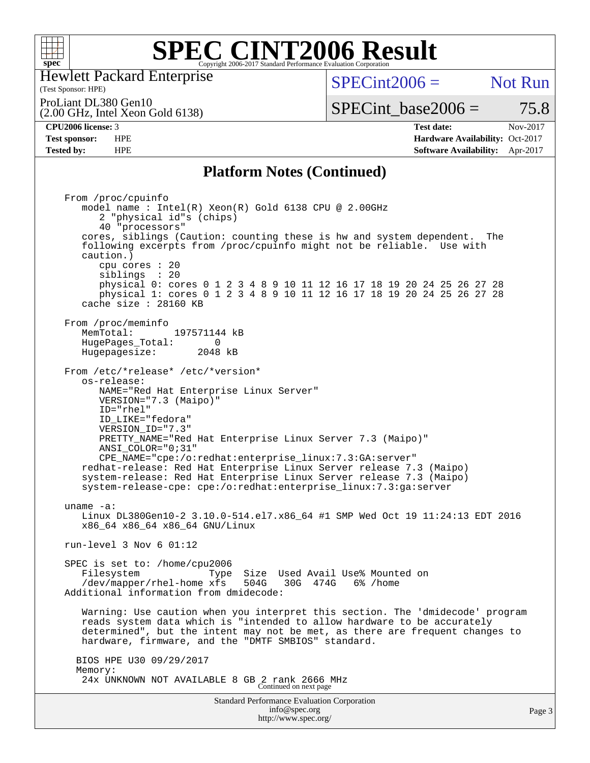# SPEC CINT2006 Result

Hewlett Packard Enterprise
(Test Sponsor: HPE)

ProLiant DL380 Gen10
(2.00 GHz, Intel Xeon Gold 6138)

SPECint2006 = Not Run

SPECint_base2006 = 75.8

| | | | |
|---|---|---|---|
| **CPU2006 license:** | 3 | **Test date:** | Nov-2017 |
| **Test sponsor:** | HPE | **Hardware Availability:** | Oct-2017 |
| **Tested by:** | HPE | **Software Availability:** | Apr-2017 |

## Platform Notes (Continued)

```
From /proc/cpuinfo
   model name : Intel(R) Xeon(R) Gold 6138 CPU @ 2.00GHz
      2 "physical id"s (chips)
      40 "processors"
   cores, siblings (Caution: counting these is hw and system dependent.  The
   following excerpts from /proc/cpuinfo might not be reliable.  Use with
   caution.)
      cpu cores : 20
      siblings  : 20
      physical 0: cores 0 1 2 3 4 8 9 10 11 12 16 17 18 19 20 24 25 26 27 28
      physical 1: cores 0 1 2 3 4 8 9 10 11 12 16 17 18 19 20 24 25 26 27 28
   cache size : 28160 KB

From /proc/meminfo
   MemTotal:       197571144 kB
   HugePages_Total:       0
   Hugepagesize:       2048 kB

From /etc/*release* /etc/*version*
   os-release:
      NAME="Red Hat Enterprise Linux Server"
      VERSION="7.3 (Maipo)"
      ID="rhel"
      ID_LIKE="fedora"
      VERSION_ID="7.3"
      PRETTY_NAME="Red Hat Enterprise Linux Server 7.3 (Maipo)"
      ANSI_COLOR="0;31"
      CPE_NAME="cpe:/o:redhat:enterprise_linux:7.3:GA:server"
   redhat-release: Red Hat Enterprise Linux Server release 7.3 (Maipo)
   system-release: Red Hat Enterprise Linux Server release 7.3 (Maipo)
   system-release-cpe: cpe:/o:redhat:enterprise_linux:7.3:ga:server

uname -a:
   Linux DL380Gen10-2 3.10.0-514.el7.x86_64 #1 SMP Wed Oct 19 11:24:13 EDT 2016
   x86_64 x86_64 x86_64 GNU/Linux

run-level 3 Nov 6 01:12

SPEC is set to: /home/cpu2006
   Filesystem            Type  Size  Used Avail Use% Mounted on
   /dev/mapper/rhel-home xfs   504G   30G  474G   6% /home
Additional information from dmidecode:

   Warning: Use caution when you interpret this section. The 'dmidecode' program
   reads system data which is "intended to allow hardware to be accurately
   determined", but the intent may not be met, as there are frequent changes to
   hardware, firmware, and the "DMTF SMBIOS" standard.

  BIOS HPE U30 09/29/2017
  Memory:
   24x UNKNOWN NOT AVAILABLE 8 GB 2 rank 2666 MHz
```

Continued on next page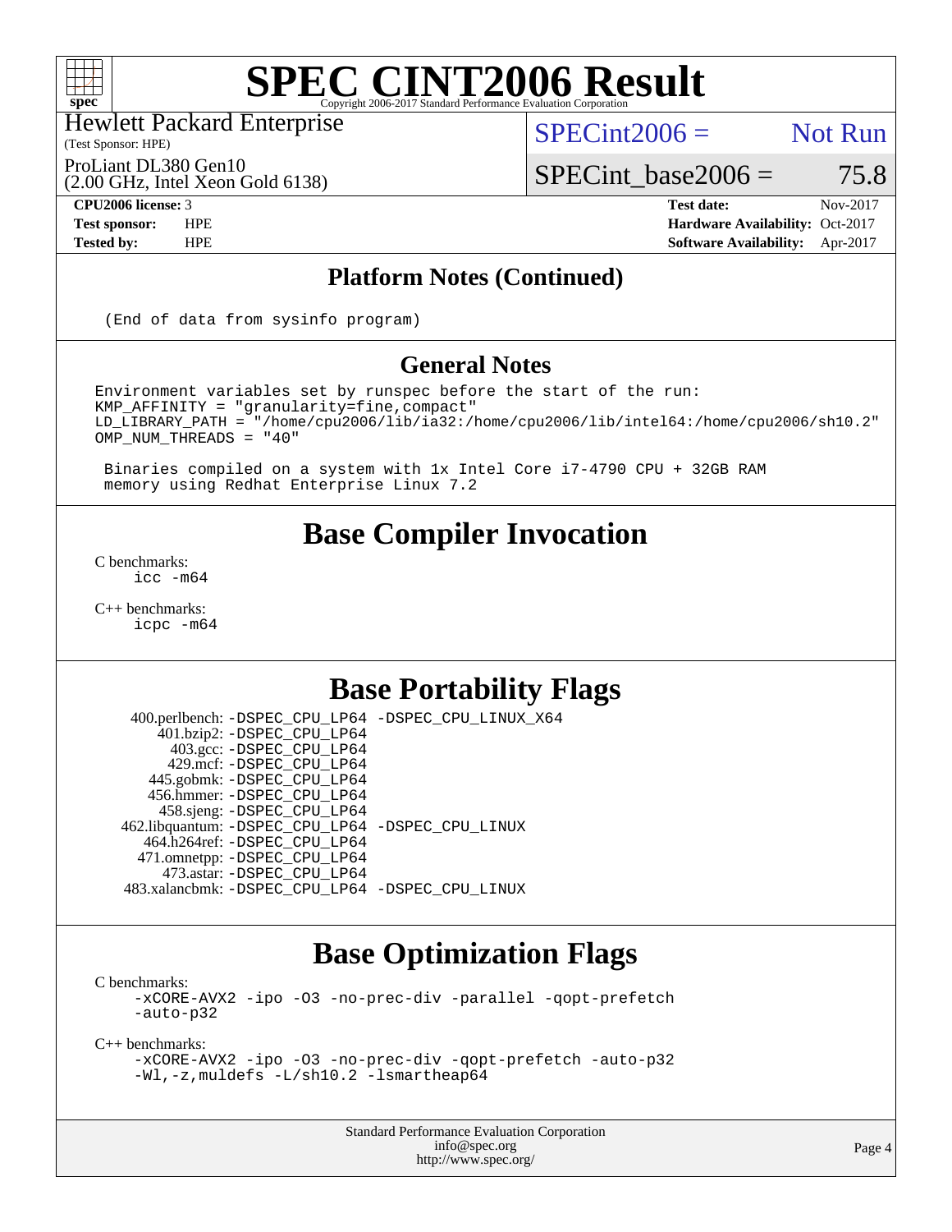# SPEC CINT2006 Result

Hewlett Packard Enterprise
(Test Sponsor: HPE)

ProLiant DL380 Gen10
(2.00 GHz, Intel Xeon Gold 6138)

SPECint2006 = Not Run

SPECint_base2006 = 75.8

| | | | |
|---|---|---|---|
| **CPU2006 license:** 3 | | **Test date:** | Nov-2017 |
| **Test sponsor:** | HPE | **Hardware Availability:** | Oct-2017 |
| **Tested by:** | HPE | **Software Availability:** | Apr-2017 |

## Platform Notes (Continued)

```
(End of data from sysinfo program)
```

## General Notes

```
Environment variables set by runspec before the start of the run:
KMP_AFFINITY = "granularity=fine,compact"
LD_LIBRARY_PATH = "/home/cpu2006/lib/ia32:/home/cpu2006/lib/intel64:/home/cpu2006/sh10.2"
OMP_NUM_THREADS = "40"

 Binaries compiled on a system with 1x Intel Core i7-4790 CPU + 32GB RAM
 memory using Redhat Enterprise Linux 7.2
```

## Base Compiler Invocation

C benchmarks:
```
icc -m64
```

C++ benchmarks:
```
icpc -m64
```

## Base Portability Flags

```
  400.perlbench: -DSPEC_CPU_LP64 -DSPEC_CPU_LINUX_X64
      401.bzip2: -DSPEC_CPU_LP64
        403.gcc: -DSPEC_CPU_LP64
        429.mcf: -DSPEC_CPU_LP64
      445.gobmk: -DSPEC_CPU_LP64
     456.hmmer: -DSPEC_CPU_LP64
     458.sjeng: -DSPEC_CPU_LP64
462.libquantum: -DSPEC_CPU_LP64 -DSPEC_CPU_LINUX
   464.h264ref: -DSPEC_CPU_LP64
   471.omnetpp: -DSPEC_CPU_LP64
     473.astar: -DSPEC_CPU_LP64
483.xalancbmk: -DSPEC_CPU_LP64 -DSPEC_CPU_LINUX
```

## Base Optimization Flags

C benchmarks:
```
-xCORE-AVX2 -ipo -O3 -no-prec-div -parallel -qopt-prefetch
-auto-p32
```

C++ benchmarks:
```
-xCORE-AVX2 -ipo -O3 -no-prec-div -qopt-prefetch -auto-p32
-Wl,-z,muldefs -L/sh10.2 -lsmartheap64
```

Standard Performance Evaluation Corporation
info@spec.org
http://www.spec.org/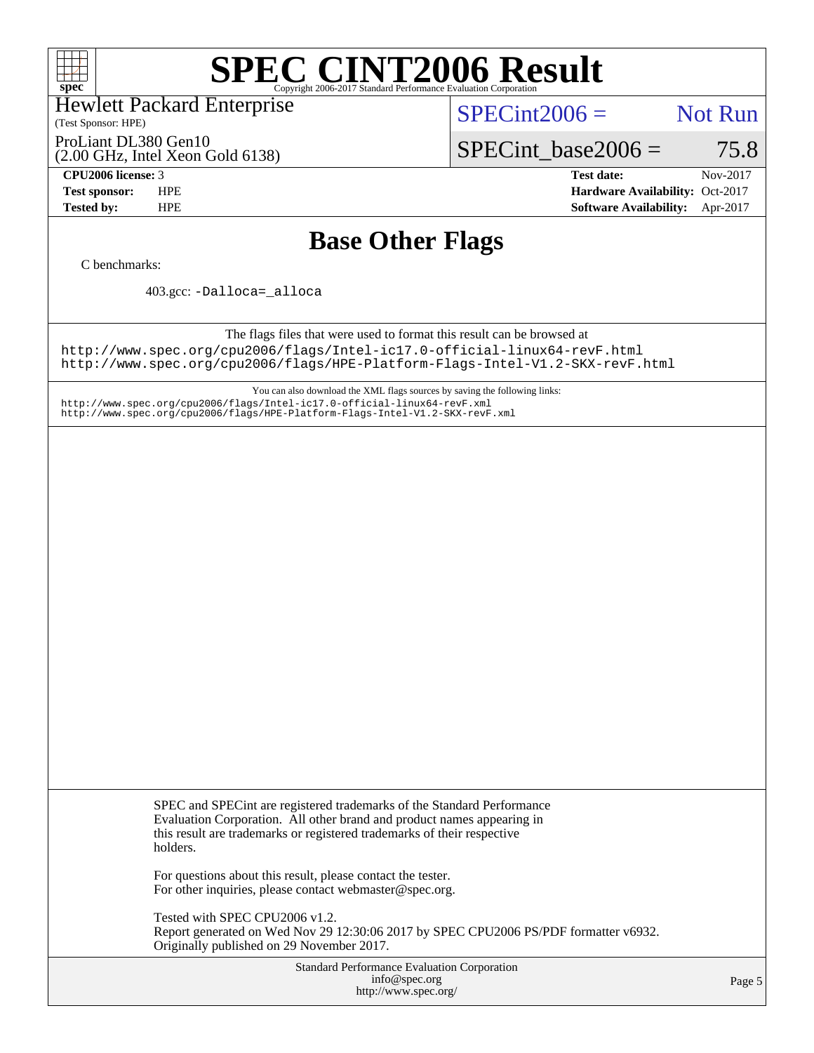# SPEC CINT2006 Result

Copyright 2006-2017 Standard Performance Evaluation Corporation

Hewlett Packard Enterprise
(Test Sponsor: HPE)

ProLiant DL380 Gen10
(2.00 GHz, Intel Xeon Gold 6138)

SPECint2006 = Not Run

SPECint_base2006 = 75.8

| | | | |
|---|---|---|---|
| **CPU2006 license:** | 3 | **Test date:** | Nov-2017 |
| **Test sponsor:** | HPE | **Hardware Availability:** | Oct-2017 |
| **Tested by:** | HPE | **Software Availability:** | Apr-2017 |

## Base Other Flags

C benchmarks:

403.gcc: -Dalloca=_alloca

The flags files that were used to format this result can be browsed at
http://www.spec.org/cpu2006/flags/Intel-ic17.0-official-linux64-revF.html
http://www.spec.org/cpu2006/flags/HPE-Platform-Flags-Intel-V1.2-SKX-revF.html

You can also download the XML flags sources by saving the following links:
http://www.spec.org/cpu2006/flags/Intel-ic17.0-official-linux64-revF.xml
http://www.spec.org/cpu2006/flags/HPE-Platform-Flags-Intel-V1.2-SKX-revF.xml

SPEC and SPECint are registered trademarks of the Standard Performance Evaluation Corporation. All other brand and product names appearing in this result are trademarks or registered trademarks of their respective holders.

For questions about this result, please contact the tester.
For other inquiries, please contact webmaster@spec.org.

Tested with SPEC CPU2006 v1.2.
Report generated on Wed Nov 29 12:30:06 2017 by SPEC CPU2006 PS/PDF formatter v6932.
Originally published on 29 November 2017.

Standard Performance Evaluation Corporation
info@spec.org
http://www.spec.org/